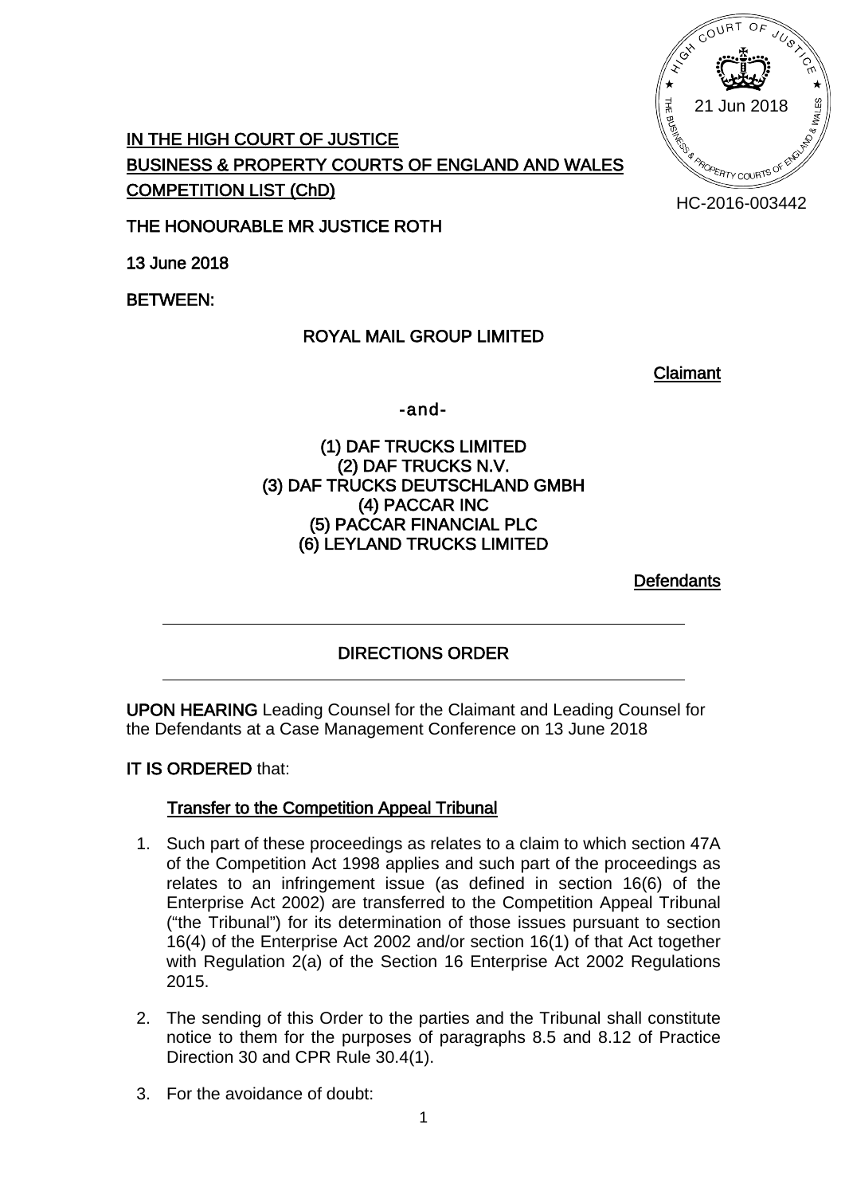21 Jun 2018

HC-2016-003442

**IN THE HIGH COURT OF JUSTICE**
**BUSINESS & PROPERTY COURTS OF ENGLAND AND WALES**
**COMPETITION LIST (ChD)**

**THE HONOURABLE MR JUSTICE ROTH**

**13 June 2018**

**BETWEEN:**

**ROYAL MAIL GROUP LIMITED**

**Claimant**

**-and-**

**(1) DAF TRUCKS LIMITED**
**(2) DAF TRUCKS N.V.**
**(3) DAF TRUCKS DEUTSCHLAND GMBH**
**(4) PACCAR INC**
**(5) PACCAR FINANCIAL PLC**
**(6) LEYLAND TRUCKS LIMITED**

**Defendants**

---

**DIRECTIONS ORDER**

---

**UPON HEARING** Leading Counsel for the Claimant and Leading Counsel for the Defendants at a Case Management Conference on 13 June 2018

**IT IS ORDERED** that:

**Transfer to the Competition Appeal Tribunal**

1. Such part of these proceedings as relates to a claim to which section 47A of the Competition Act 1998 applies and such part of the proceedings as relates to an infringement issue (as defined in section 16(6) of the Enterprise Act 2002) are transferred to the Competition Appeal Tribunal ("the Tribunal") for its determination of those issues pursuant to section 16(4) of the Enterprise Act 2002 and/or section 16(1) of that Act together with Regulation 2(a) of the Section 16 Enterprise Act 2002 Regulations 2015.

2. The sending of this Order to the parties and the Tribunal shall constitute notice to them for the purposes of paragraphs 8.5 and 8.12 of Practice Direction 30 and CPR Rule 30.4(1).

3. For the avoidance of doubt: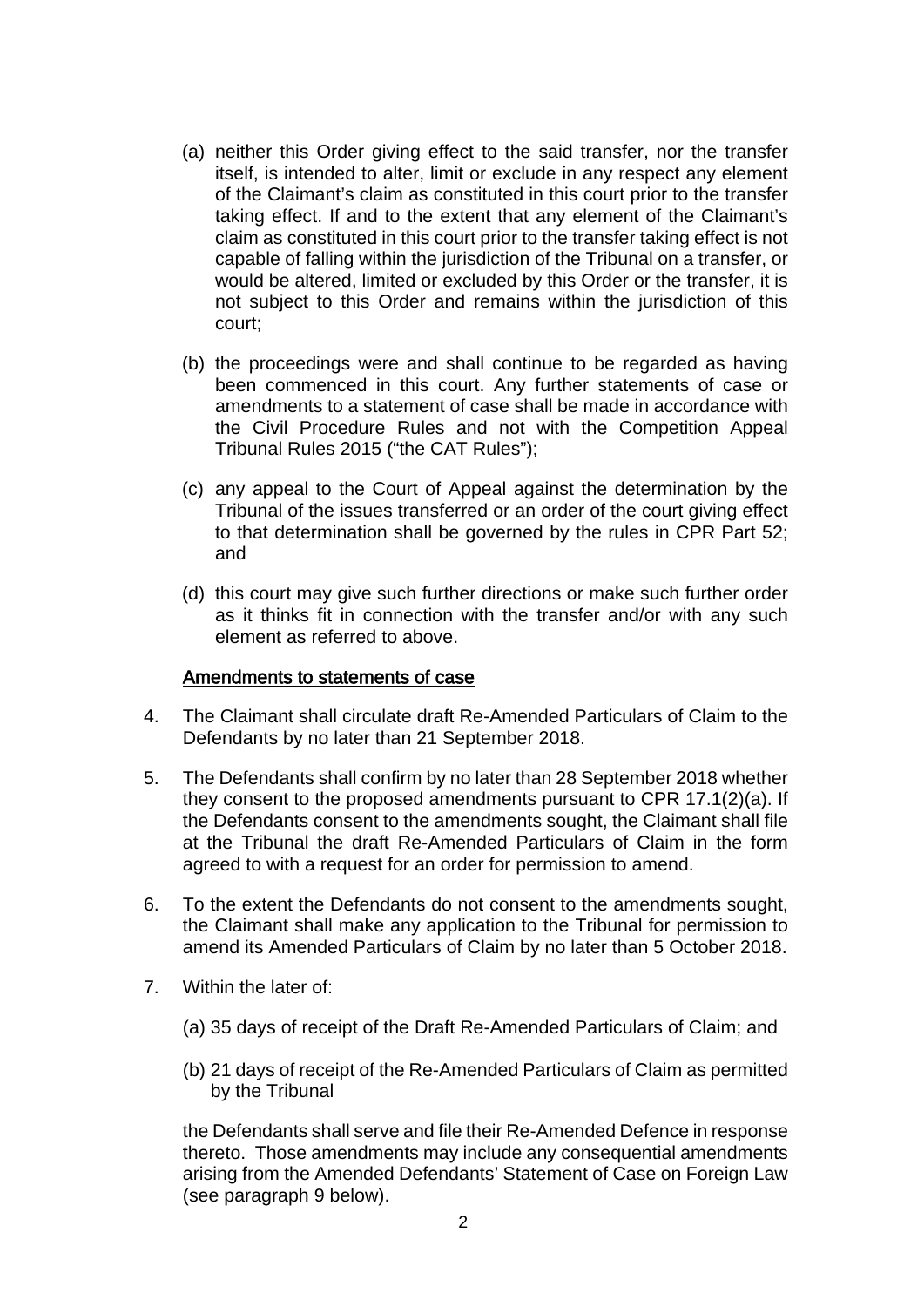(a) neither this Order giving effect to the said transfer, nor the transfer itself, is intended to alter, limit or exclude in any respect any element of the Claimant's claim as constituted in this court prior to the transfer taking effect. If and to the extent that any element of the Claimant's claim as constituted in this court prior to the transfer taking effect is not capable of falling within the jurisdiction of the Tribunal on a transfer, or would be altered, limited or excluded by this Order or the transfer, it is not subject to this Order and remains within the jurisdiction of this court;

(b) the proceedings were and shall continue to be regarded as having been commenced in this court. Any further statements of case or amendments to a statement of case shall be made in accordance with the Civil Procedure Rules and not with the Competition Appeal Tribunal Rules 2015 ("the CAT Rules");

(c) any appeal to the Court of Appeal against the determination by the Tribunal of the issues transferred or an order of the court giving effect to that determination shall be governed by the rules in CPR Part 52; and

(d) this court may give such further directions or make such further order as it thinks fit in connection with the transfer and/or with any such element as referred to above.

## Amendments to statements of case

4. The Claimant shall circulate draft Re-Amended Particulars of Claim to the Defendants by no later than 21 September 2018.

5. The Defendants shall confirm by no later than 28 September 2018 whether they consent to the proposed amendments pursuant to CPR 17.1(2)(a). If the Defendants consent to the amendments sought, the Claimant shall file at the Tribunal the draft Re-Amended Particulars of Claim in the form agreed to with a request for an order for permission to amend.

6. To the extent the Defendants do not consent to the amendments sought, the Claimant shall make any application to the Tribunal for permission to amend its Amended Particulars of Claim by no later than 5 October 2018.

7. Within the later of:

   (a) 35 days of receipt of the Draft Re-Amended Particulars of Claim; and

   (b) 21 days of receipt of the Re-Amended Particulars of Claim as permitted by the Tribunal

   the Defendants shall serve and file their Re-Amended Defence in response thereto. Those amendments may include any consequential amendments arising from the Amended Defendants' Statement of Case on Foreign Law (see paragraph 9 below).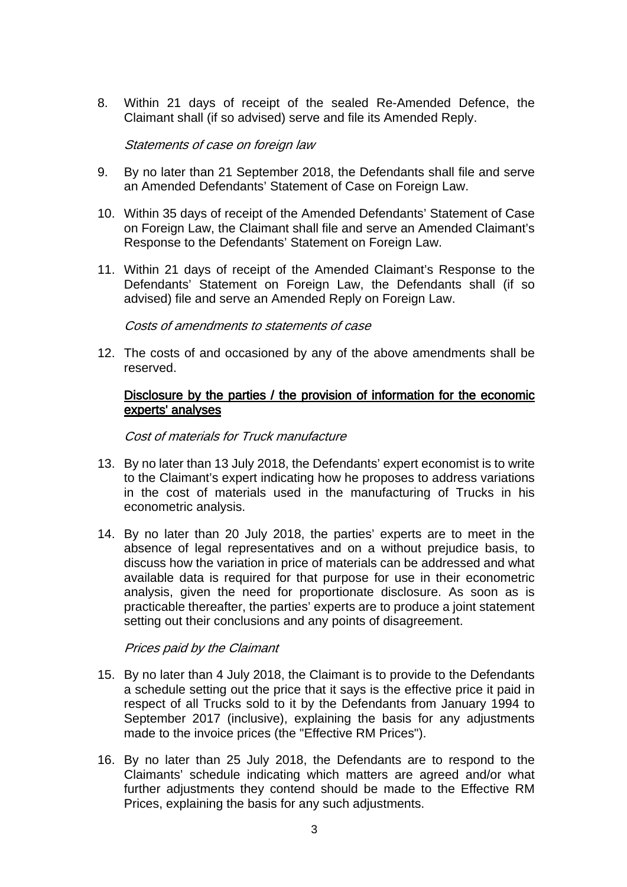8. Within 21 days of receipt of the sealed Re-Amended Defence, the Claimant shall (if so advised) serve and file its Amended Reply.

*Statements of case on foreign law*

9. By no later than 21 September 2018, the Defendants shall file and serve an Amended Defendants' Statement of Case on Foreign Law.

10. Within 35 days of receipt of the Amended Defendants' Statement of Case on Foreign Law, the Claimant shall file and serve an Amended Claimant's Response to the Defendants' Statement on Foreign Law.

11. Within 21 days of receipt of the Amended Claimant's Response to the Defendants' Statement on Foreign Law, the Defendants shall (if so advised) file and serve an Amended Reply on Foreign Law.

*Costs of amendments to statements of case*

12. The costs of and occasioned by any of the above amendments shall be reserved.

**Disclosure by the parties / the provision of information for the economic experts' analyses**

*Cost of materials for Truck manufacture*

13. By no later than 13 July 2018, the Defendants' expert economist is to write to the Claimant's expert indicating how he proposes to address variations in the cost of materials used in the manufacturing of Trucks in his econometric analysis.

14. By no later than 20 July 2018, the parties' experts are to meet in the absence of legal representatives and on a without prejudice basis, to discuss how the variation in price of materials can be addressed and what available data is required for that purpose for use in their econometric analysis, given the need for proportionate disclosure. As soon as is practicable thereafter, the parties' experts are to produce a joint statement setting out their conclusions and any points of disagreement.

*Prices paid by the Claimant*

15. By no later than 4 July 2018, the Claimant is to provide to the Defendants a schedule setting out the price that it says is the effective price it paid in respect of all Trucks sold to it by the Defendants from January 1994 to September 2017 (inclusive), explaining the basis for any adjustments made to the invoice prices (the "Effective RM Prices").

16. By no later than 25 July 2018, the Defendants are to respond to the Claimants' schedule indicating which matters are agreed and/or what further adjustments they contend should be made to the Effective RM Prices, explaining the basis for any such adjustments.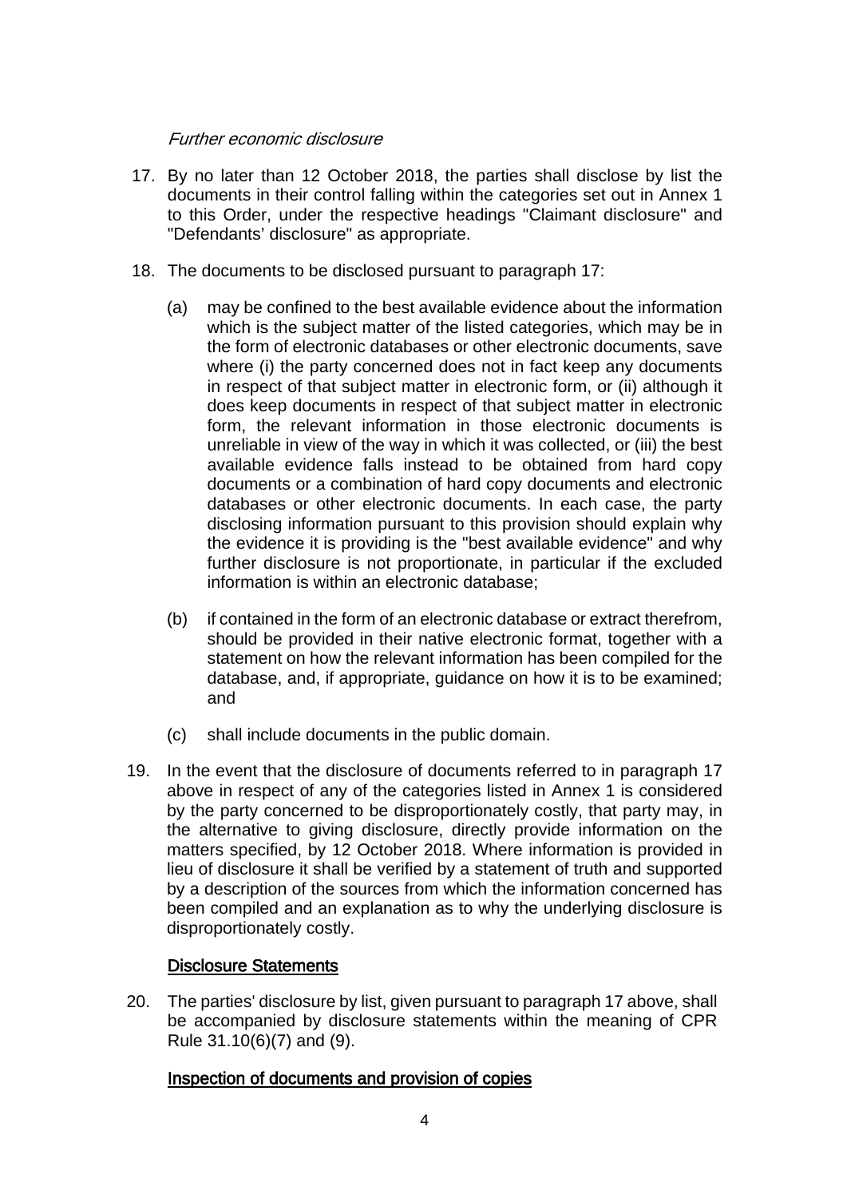*Further economic disclosure*

17. By no later than 12 October 2018, the parties shall disclose by list the documents in their control falling within the categories set out in Annex 1 to this Order, under the respective headings "Claimant disclosure" and "Defendants' disclosure" as appropriate.

18. The documents to be disclosed pursuant to paragraph 17:

    (a) may be confined to the best available evidence about the information which is the subject matter of the listed categories, which may be in the form of electronic databases or other electronic documents, save where (i) the party concerned does not in fact keep any documents in respect of that subject matter in electronic form, or (ii) although it does keep documents in respect of that subject matter in electronic form, the relevant information in those electronic documents is unreliable in view of the way in which it was collected, or (iii) the best available evidence falls instead to be obtained from hard copy documents or a combination of hard copy documents and electronic databases or other electronic documents. In each case, the party disclosing information pursuant to this provision should explain why the evidence it is providing is the "best available evidence" and why further disclosure is not proportionate, in particular if the excluded information is within an electronic database;

    (b) if contained in the form of an electronic database or extract therefrom, should be provided in their native electronic format, together with a statement on how the relevant information has been compiled for the database, and, if appropriate, guidance on how it is to be examined; and

    (c) shall include documents in the public domain.

19. In the event that the disclosure of documents referred to in paragraph 17 above in respect of any of the categories listed in Annex 1 is considered by the party concerned to be disproportionately costly, that party may, in the alternative to giving disclosure, directly provide information on the matters specified, by 12 October 2018. Where information is provided in lieu of disclosure it shall be verified by a statement of truth and supported by a description of the sources from which the information concerned has been compiled and an explanation as to why the underlying disclosure is disproportionately costly.

<u>Disclosure Statements</u>

20. The parties' disclosure by list, given pursuant to paragraph 17 above, shall be accompanied by disclosure statements within the meaning of CPR Rule 31.10(6)(7) and (9).

<u>Inspection of documents and provision of copies</u>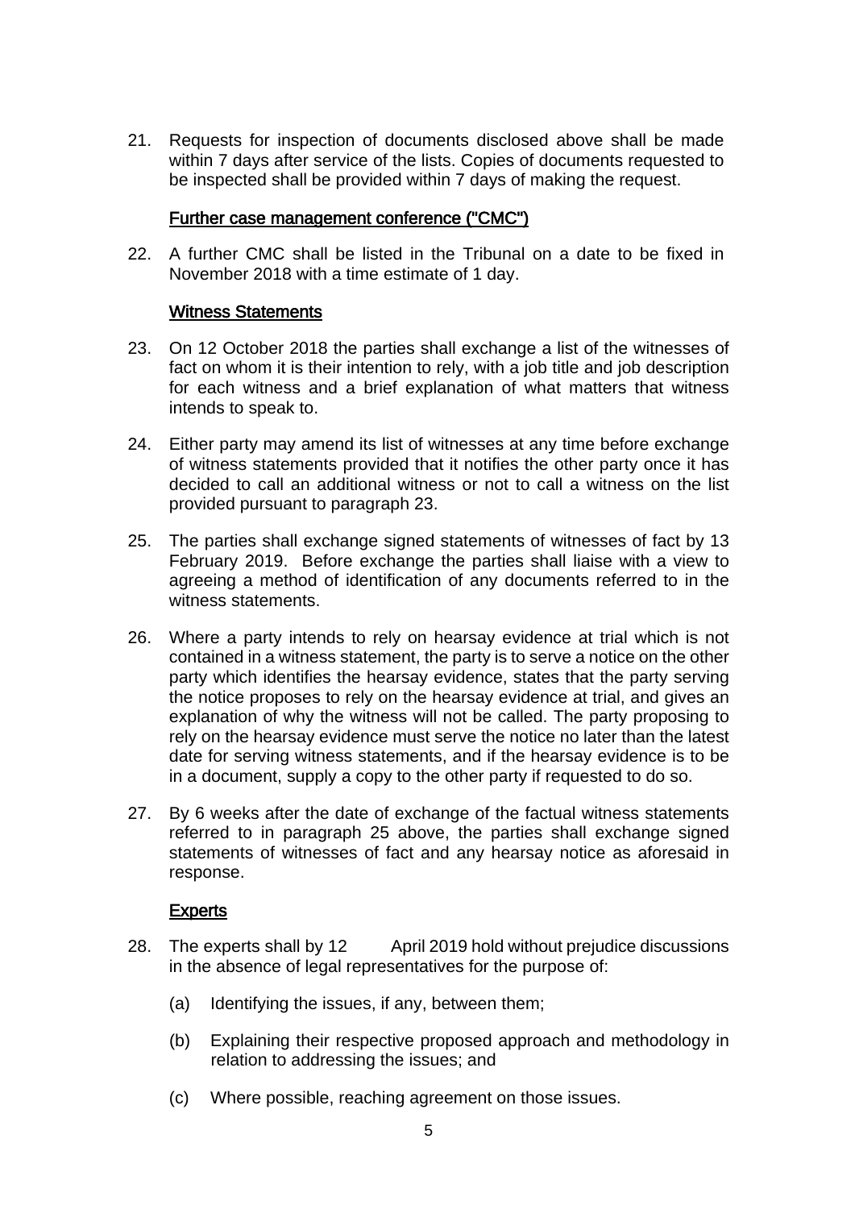21. Requests for inspection of documents disclosed above shall be made within 7 days after service of the lists. Copies of documents requested to be inspected shall be provided within 7 days of making the request.

<u>Further case management conference ("CMC")</u>

22. A further CMC shall be listed in the Tribunal on a date to be fixed in November 2018 with a time estimate of 1 day.

<u>Witness Statements</u>

23. On 12 October 2018 the parties shall exchange a list of the witnesses of fact on whom it is their intention to rely, with a job title and job description for each witness and a brief explanation of what matters that witness intends to speak to.

24. Either party may amend its list of witnesses at any time before exchange of witness statements provided that it notifies the other party once it has decided to call an additional witness or not to call a witness on the list provided pursuant to paragraph 23.

25. The parties shall exchange signed statements of witnesses of fact by 13 February 2019. Before exchange the parties shall liaise with a view to agreeing a method of identification of any documents referred to in the witness statements.

26. Where a party intends to rely on hearsay evidence at trial which is not contained in a witness statement, the party is to serve a notice on the other party which identifies the hearsay evidence, states that the party serving the notice proposes to rely on the hearsay evidence at trial, and gives an explanation of why the witness will not be called. The party proposing to rely on the hearsay evidence must serve the notice no later than the latest date for serving witness statements, and if the hearsay evidence is to be in a document, supply a copy to the other party if requested to do so.

27. By 6 weeks after the date of exchange of the factual witness statements referred to in paragraph 25 above, the parties shall exchange signed statements of witnesses of fact and any hearsay notice as aforesaid in response.

<u>Experts</u>

28. The experts shall by 12 April 2019 hold without prejudice discussions in the absence of legal representatives for the purpose of:

    (a) Identifying the issues, if any, between them;

    (b) Explaining their respective proposed approach and methodology in relation to addressing the issues; and

    (c) Where possible, reaching agreement on those issues.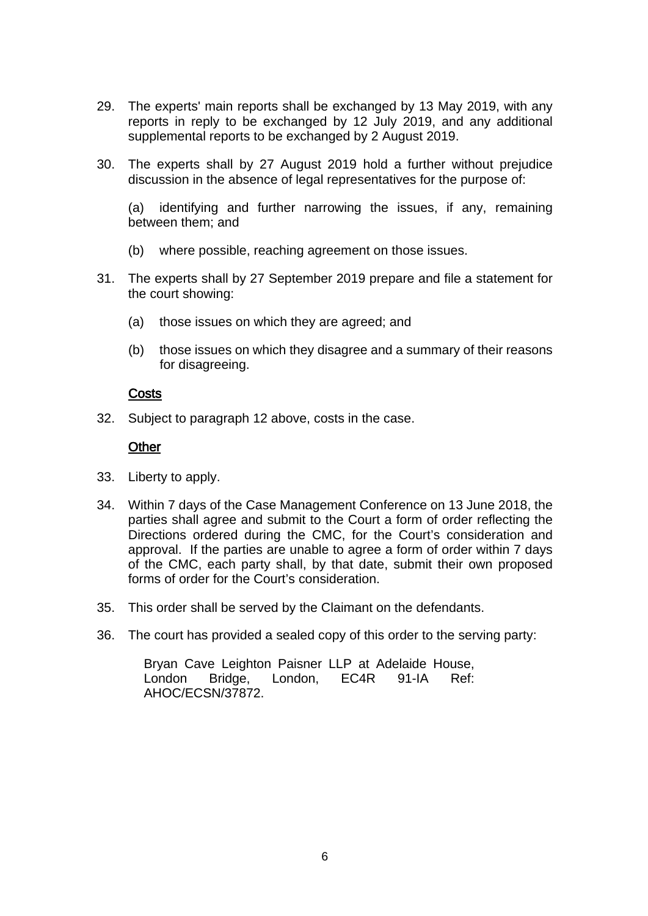29. The experts' main reports shall be exchanged by 13 May 2019, with any reports in reply to be exchanged by 12 July 2019, and any additional supplemental reports to be exchanged by 2 August 2019.

30. The experts shall by 27 August 2019 hold a further without prejudice discussion in the absence of legal representatives for the purpose of:

    (a) identifying and further narrowing the issues, if any, remaining between them; and

    (b) where possible, reaching agreement on those issues.

31. The experts shall by 27 September 2019 prepare and file a statement for the court showing:

    (a) those issues on which they are agreed; and

    (b) those issues on which they disagree and a summary of their reasons for disagreeing.

<u>Costs</u>

32. Subject to paragraph 12 above, costs in the case.

<u>Other</u>

33. Liberty to apply.

34. Within 7 days of the Case Management Conference on 13 June 2018, the parties shall agree and submit to the Court a form of order reflecting the Directions ordered during the CMC, for the Court's consideration and approval. If the parties are unable to agree a form of order within 7 days of the CMC, each party shall, by that date, submit their own proposed forms of order for the Court's consideration.

35. This order shall be served by the Claimant on the defendants.

36. The court has provided a sealed copy of this order to the serving party:

    Bryan Cave Leighton Paisner LLP at Adelaide House, London Bridge, London, EC4R 91-IA Ref: AHOC/ECSN/37872.